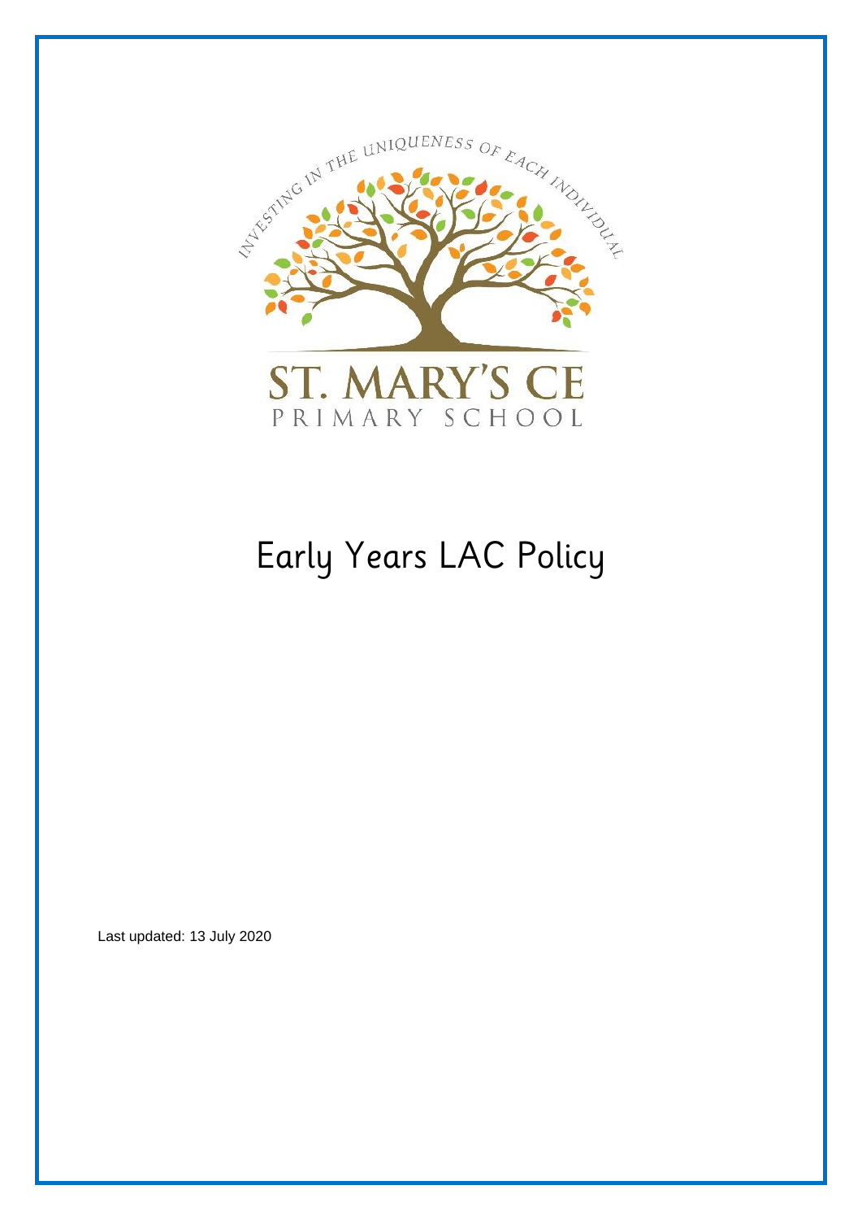INVESTING IN THE UNIQUENESS OF EACH INDIVIDUAL

ST. MARY'S CE
PRIMARY SCHOOL

# Early Years LAC Policy

Last updated: 13 July 2020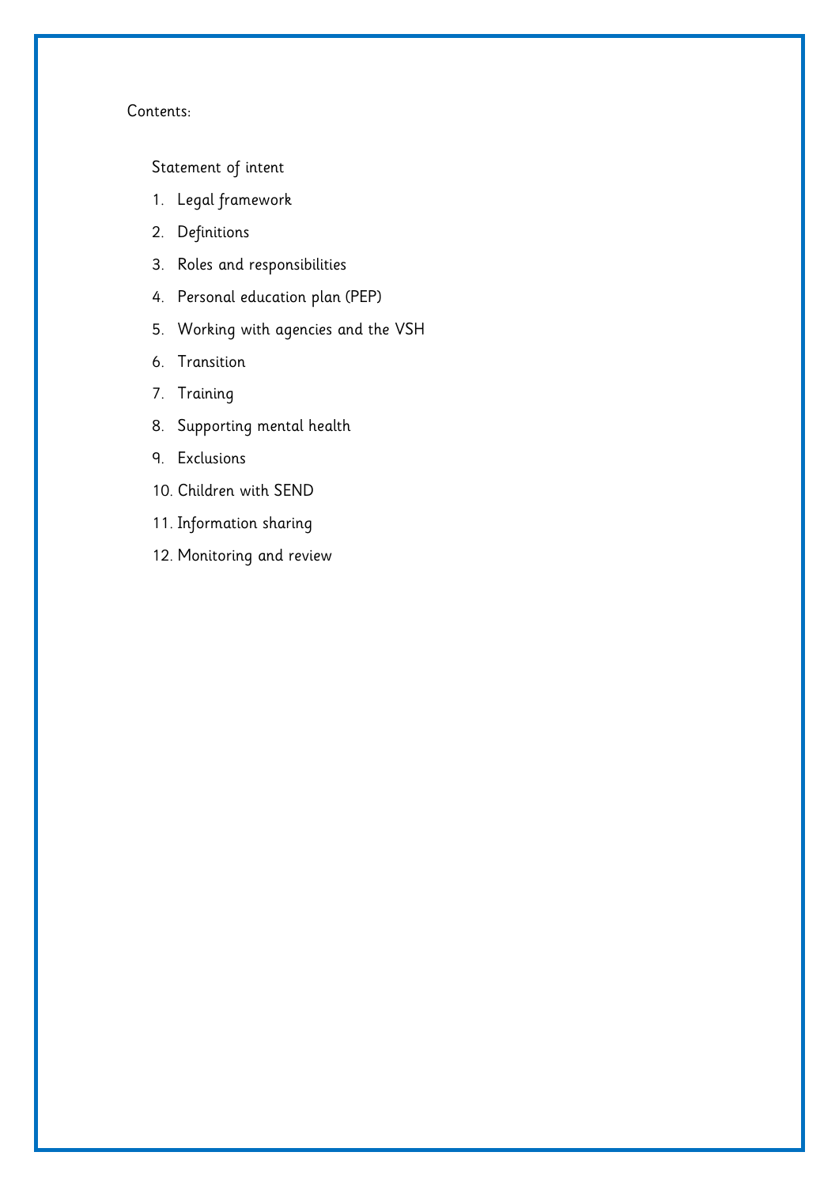Contents:

Statement of intent

1. Legal framework
2. Definitions
3. Roles and responsibilities
4. Personal education plan (PEP)
5. Working with agencies and the VSH
6. Transition
7. Training
8. Supporting mental health
9. Exclusions
10. Children with SEND
11. Information sharing
12. Monitoring and review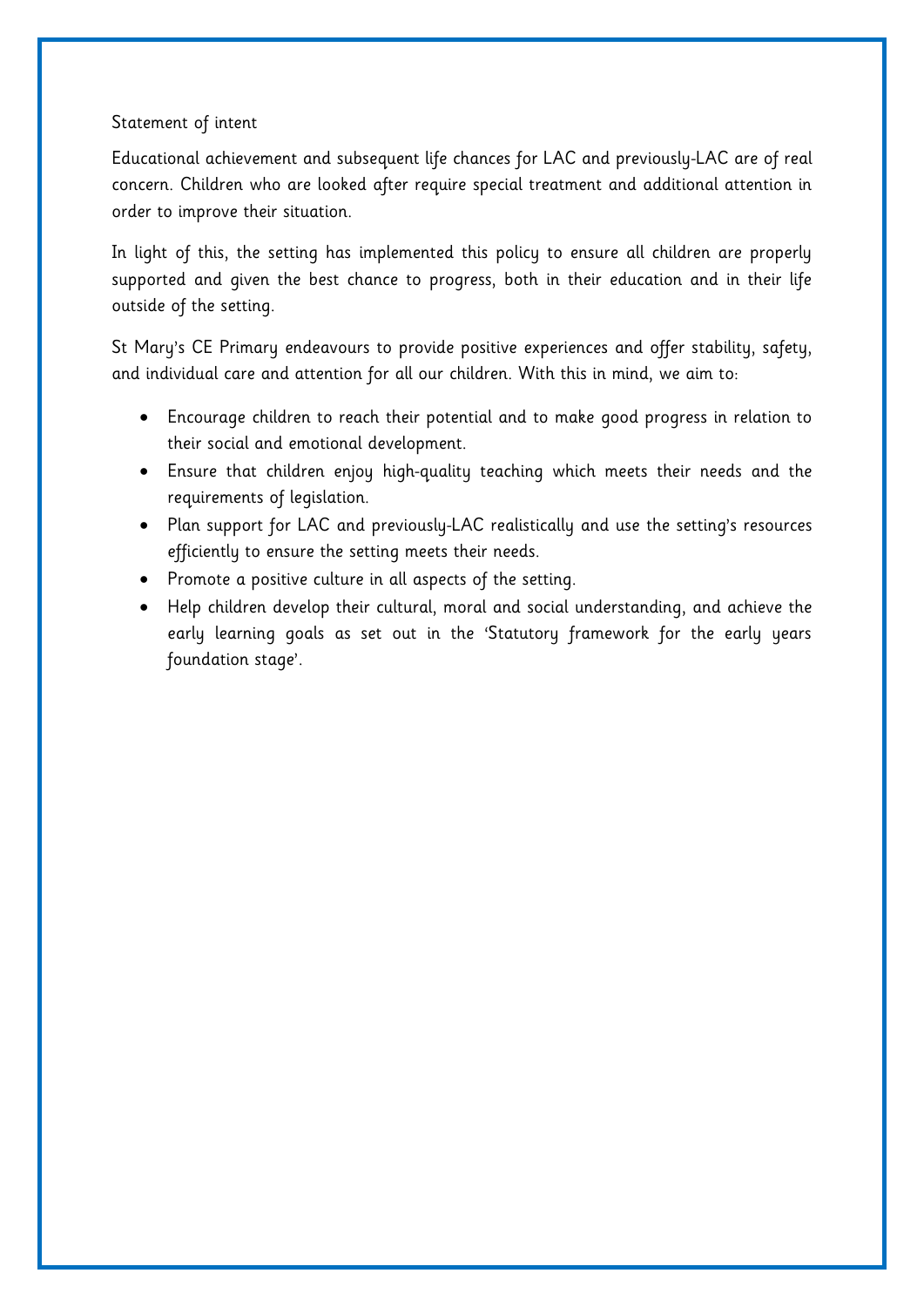## Statement of intent

Educational achievement and subsequent life chances for LAC and previously-LAC are of real concern. Children who are looked after require special treatment and additional attention in order to improve their situation.

In light of this, the setting has implemented this policy to ensure all children are properly supported and given the best chance to progress, both in their education and in their life outside of the setting.

St Mary's CE Primary endeavours to provide positive experiences and offer stability, safety, and individual care and attention for all our children. With this in mind, we aim to:

- Encourage children to reach their potential and to make good progress in relation to their social and emotional development.
- Ensure that children enjoy high-quality teaching which meets their needs and the requirements of legislation.
- Plan support for LAC and previously-LAC realistically and use the setting's resources efficiently to ensure the setting meets their needs.
- Promote a positive culture in all aspects of the setting.
- Help children develop their cultural, moral and social understanding, and achieve the early learning goals as set out in the 'Statutory framework for the early years foundation stage'.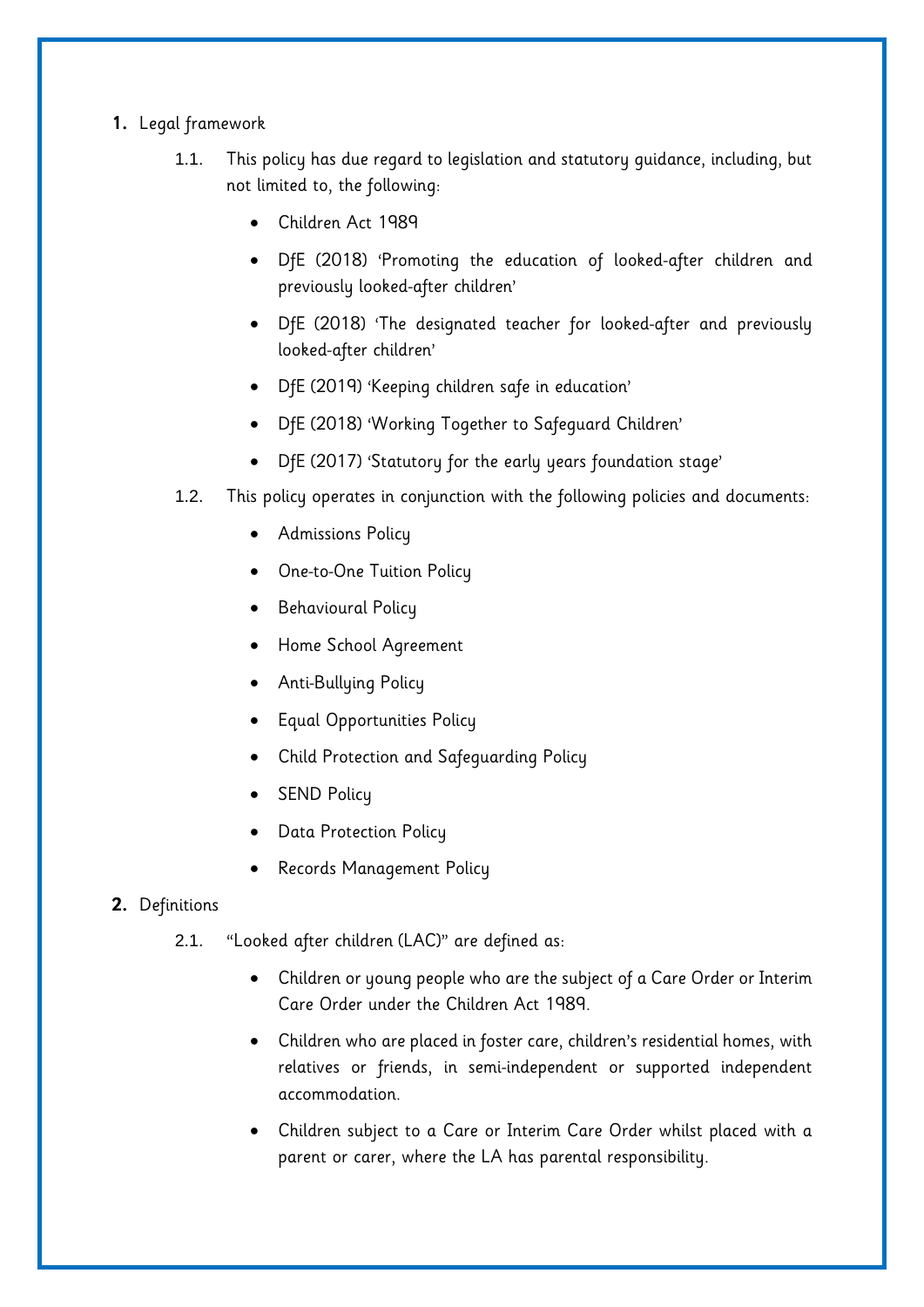1. **Legal framework**

    1.1. This policy has due regard to legislation and statutory guidance, including, but not limited to, the following:

    - Children Act 1989
    - DfE (2018) 'Promoting the education of looked-after children and previously looked-after children'
    - DfE (2018) 'The designated teacher for looked-after and previously looked-after children'
    - DfE (2019) 'Keeping children safe in education'
    - DfE (2018) 'Working Together to Safeguard Children'
    - DfE (2017) 'Statutory for the early years foundation stage'

    1.2. This policy operates in conjunction with the following policies and documents:

    - Admissions Policy
    - One-to-One Tuition Policy
    - Behavioural Policy
    - Home School Agreement
    - Anti-Bullying Policy
    - Equal Opportunities Policy
    - Child Protection and Safeguarding Policy
    - SEND Policy
    - Data Protection Policy
    - Records Management Policy

2. **Definitions**

    2.1. "Looked after children (LAC)" are defined as:

    - Children or young people who are the subject of a Care Order or Interim Care Order under the Children Act 1989.
    - Children who are placed in foster care, children's residential homes, with relatives or friends, in semi-independent or supported independent accommodation.
    - Children subject to a Care or Interim Care Order whilst placed with a parent or carer, where the LA has parental responsibility.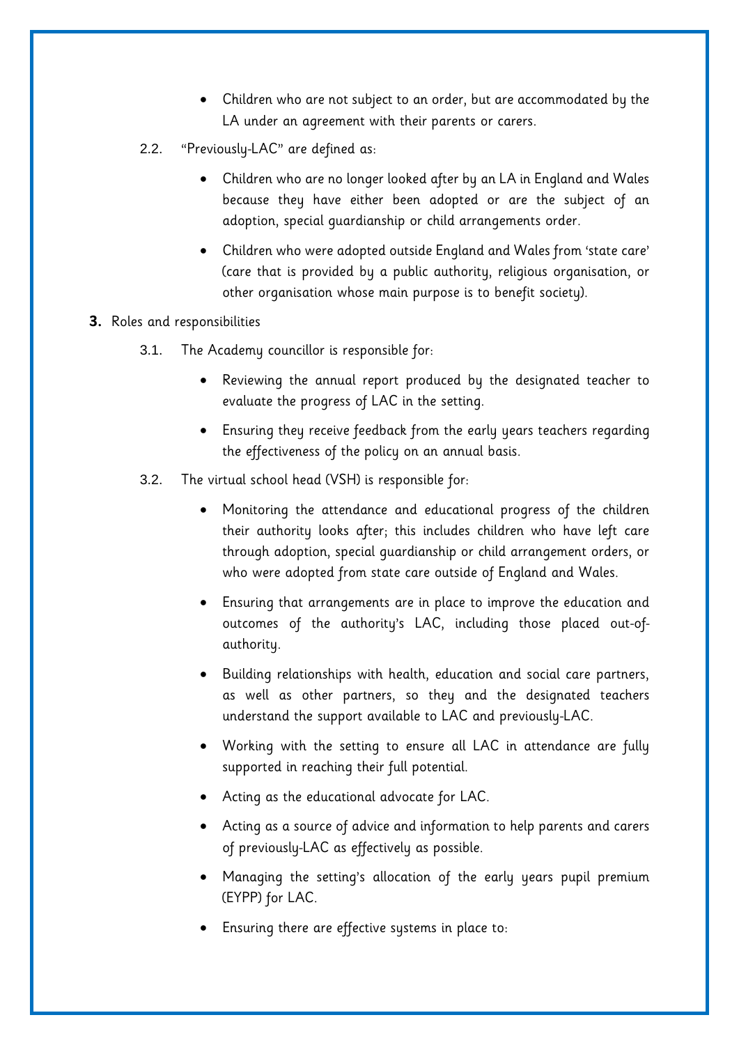- Children who are not subject to an order, but are accommodated by the LA under an agreement with their parents or carers.

2.2. "Previously-LAC" are defined as:

- Children who are no longer looked after by an LA in England and Wales because they have either been adopted or are the subject of an adoption, special guardianship or child arrangements order.
- Children who were adopted outside England and Wales from 'state care' (care that is provided by a public authority, religious organisation, or other organisation whose main purpose is to benefit society).

**3.** Roles and responsibilities

3.1. The Academy councillor is responsible for:

- Reviewing the annual report produced by the designated teacher to evaluate the progress of LAC in the setting.
- Ensuring they receive feedback from the early years teachers regarding the effectiveness of the policy on an annual basis.

3.2. The virtual school head (VSH) is responsible for:

- Monitoring the attendance and educational progress of the children their authority looks after; this includes children who have left care through adoption, special guardianship or child arrangement orders, or who were adopted from state care outside of England and Wales.
- Ensuring that arrangements are in place to improve the education and outcomes of the authority's LAC, including those placed out-of-authority.
- Building relationships with health, education and social care partners, as well as other partners, so they and the designated teachers understand the support available to LAC and previously-LAC.
- Working with the setting to ensure all LAC in attendance are fully supported in reaching their full potential.
- Acting as the educational advocate for LAC.
- Acting as a source of advice and information to help parents and carers of previously-LAC as effectively as possible.
- Managing the setting's allocation of the early years pupil premium (EYPP) for LAC.
- Ensuring there are effective systems in place to: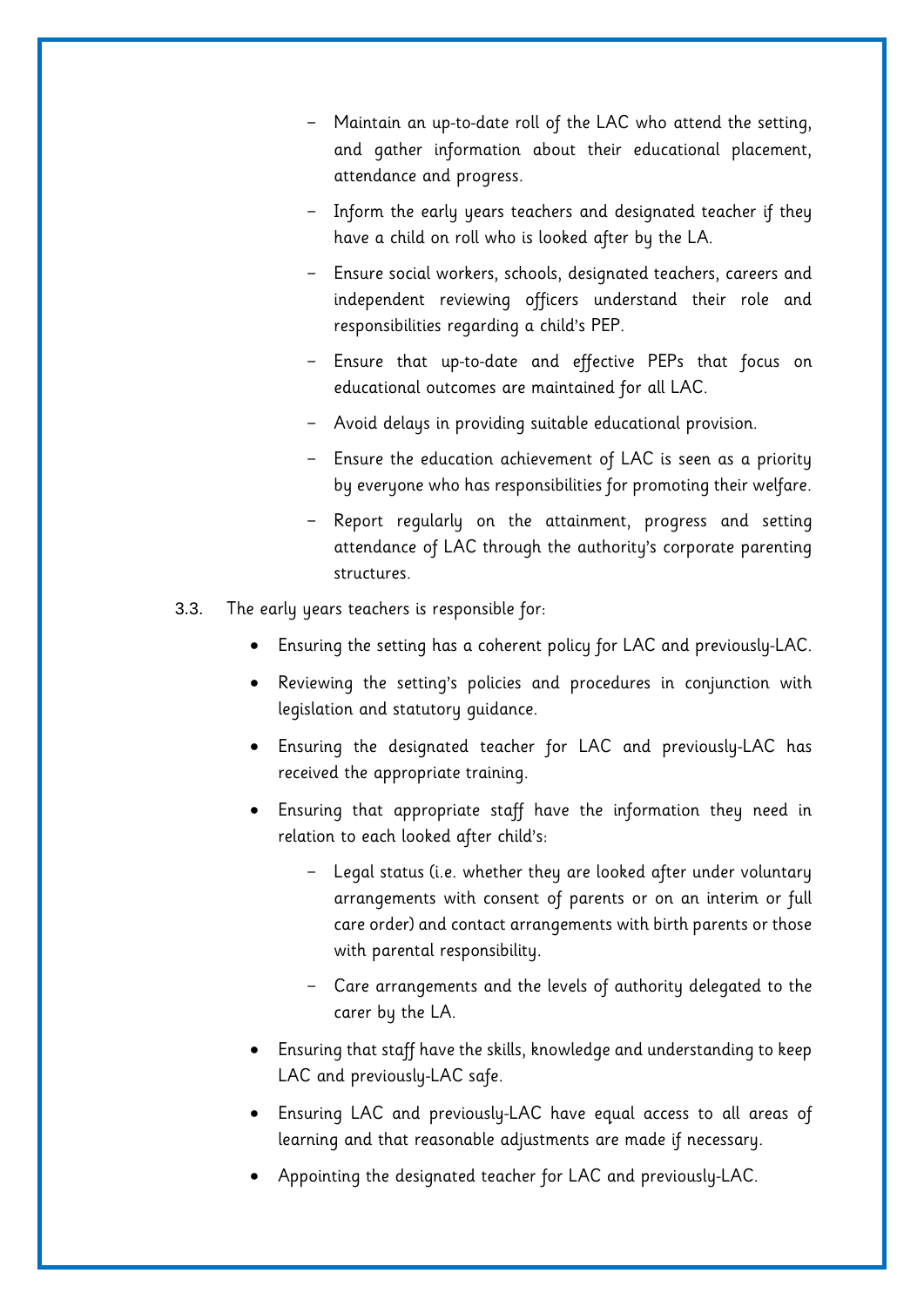- Maintain an up-to-date roll of the LAC who attend the setting, and gather information about their educational placement, attendance and progress.
- Inform the early years teachers and designated teacher if they have a child on roll who is looked after by the LA.
- Ensure social workers, schools, designated teachers, careers and independent reviewing officers understand their role and responsibilities regarding a child's PEP.
- Ensure that up-to-date and effective PEPs that focus on educational outcomes are maintained for all LAC.
- Avoid delays in providing suitable educational provision.
- Ensure the education achievement of LAC is seen as a priority by everyone who has responsibilities for promoting their welfare.
- Report regularly on the attainment, progress and setting attendance of LAC through the authority's corporate parenting structures.

3.3. The early years teachers is responsible for:

- Ensuring the setting has a coherent policy for LAC and previously-LAC.
- Reviewing the setting's policies and procedures in conjunction with legislation and statutory guidance.
- Ensuring the designated teacher for LAC and previously-LAC has received the appropriate training.
- Ensuring that appropriate staff have the information they need in relation to each looked after child's:
  - Legal status (i.e. whether they are looked after under voluntary arrangements with consent of parents or on an interim or full care order) and contact arrangements with birth parents or those with parental responsibility.
  - Care arrangements and the levels of authority delegated to the carer by the LA.
- Ensuring that staff have the skills, knowledge and understanding to keep LAC and previously-LAC safe.
- Ensuring LAC and previously-LAC have equal access to all areas of learning and that reasonable adjustments are made if necessary.
- Appointing the designated teacher for LAC and previously-LAC.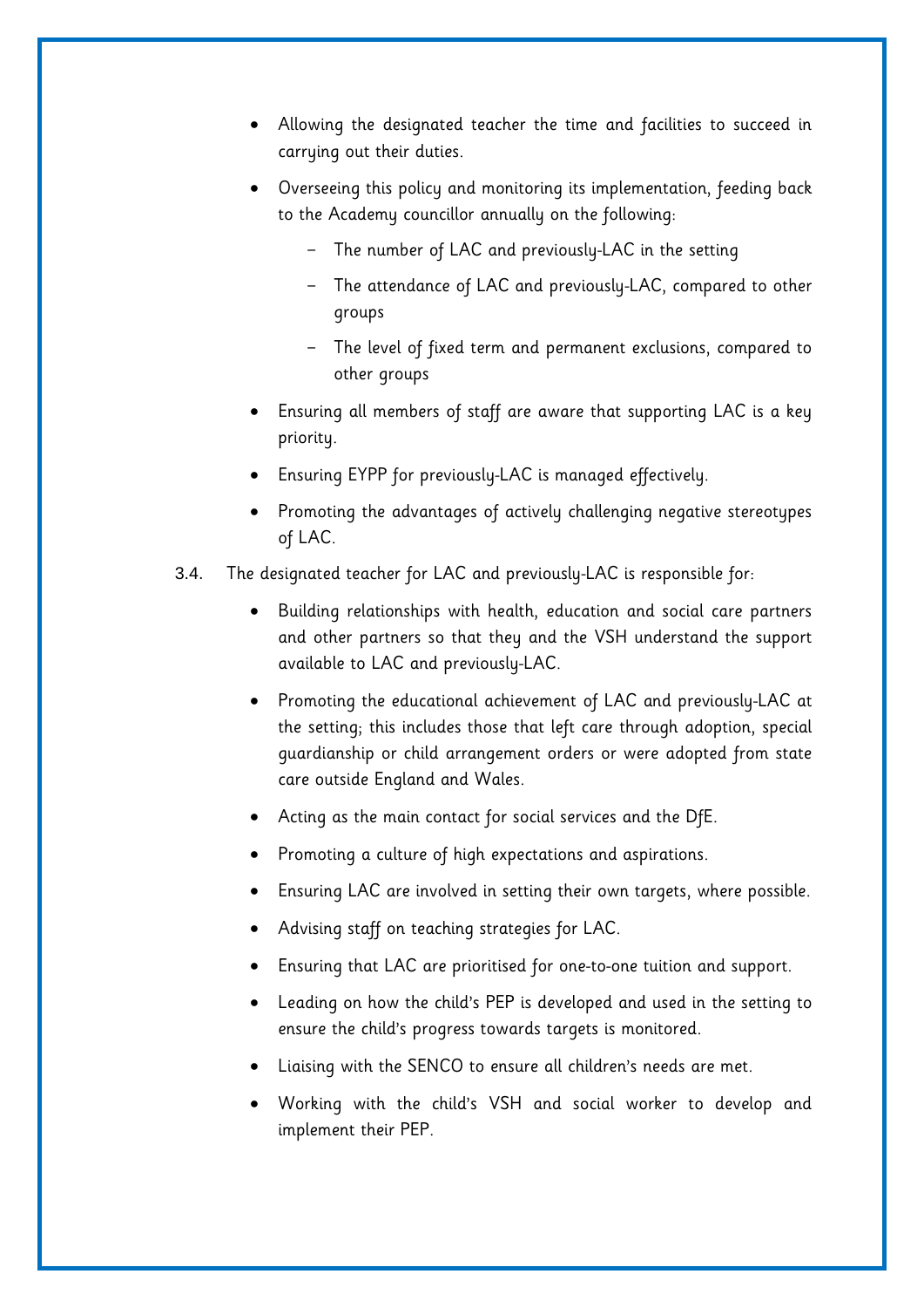- Allowing the designated teacher the time and facilities to succeed in carrying out their duties.
- Overseeing this policy and monitoring its implementation, feeding back to the Academy councillor annually on the following:
  - The number of LAC and previously-LAC in the setting
  - The attendance of LAC and previously-LAC, compared to other groups
  - The level of fixed term and permanent exclusions, compared to other groups
- Ensuring all members of staff are aware that supporting LAC is a key priority.
- Ensuring EYPP for previously-LAC is managed effectively.
- Promoting the advantages of actively challenging negative stereotypes of LAC.

3.4. The designated teacher for LAC and previously-LAC is responsible for:

- Building relationships with health, education and social care partners and other partners so that they and the VSH understand the support available to LAC and previously-LAC.
- Promoting the educational achievement of LAC and previously-LAC at the setting; this includes those that left care through adoption, special guardianship or child arrangement orders or were adopted from state care outside England and Wales.
- Acting as the main contact for social services and the DfE.
- Promoting a culture of high expectations and aspirations.
- Ensuring LAC are involved in setting their own targets, where possible.
- Advising staff on teaching strategies for LAC.
- Ensuring that LAC are prioritised for one-to-one tuition and support.
- Leading on how the child's PEP is developed and used in the setting to ensure the child's progress towards targets is monitored.
- Liaising with the SENCO to ensure all children's needs are met.
- Working with the child's VSH and social worker to develop and implement their PEP.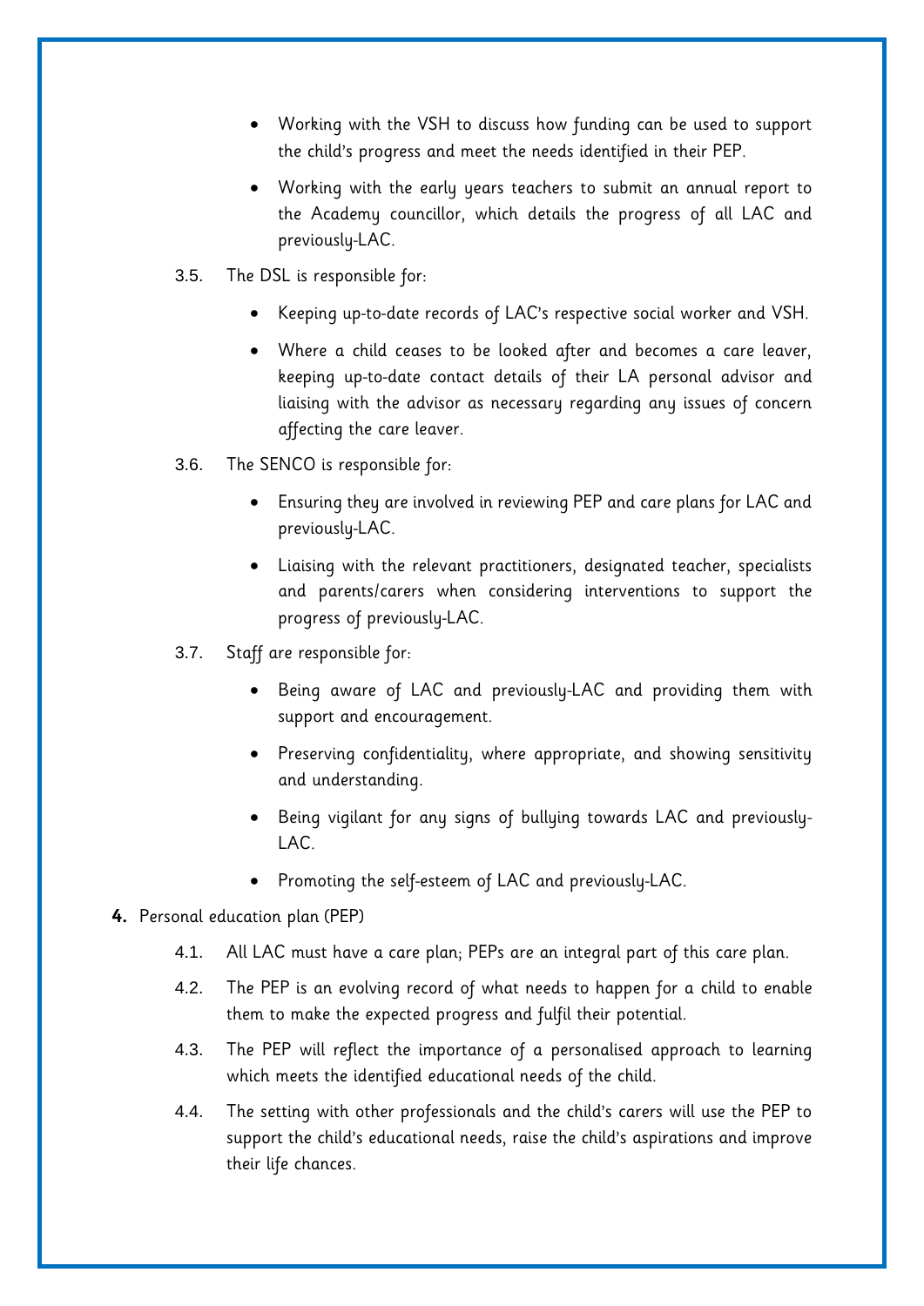- Working with the VSH to discuss how funding can be used to support the child's progress and meet the needs identified in their PEP.
- Working with the early years teachers to submit an annual report to the Academy councillor, which details the progress of all LAC and previously-LAC.

3.5. The DSL is responsible for:

- Keeping up-to-date records of LAC's respective social worker and VSH.
- Where a child ceases to be looked after and becomes a care leaver, keeping up-to-date contact details of their LA personal advisor and liaising with the advisor as necessary regarding any issues of concern affecting the care leaver.

3.6. The SENCO is responsible for:

- Ensuring they are involved in reviewing PEP and care plans for LAC and previously-LAC.
- Liaising with the relevant practitioners, designated teacher, specialists and parents/carers when considering interventions to support the progress of previously-LAC.

3.7. Staff are responsible for:

- Being aware of LAC and previously-LAC and providing them with support and encouragement.
- Preserving confidentiality, where appropriate, and showing sensitivity and understanding.
- Being vigilant for any signs of bullying towards LAC and previously-LAC.
- Promoting the self-esteem of LAC and previously-LAC.

## 4. Personal education plan (PEP)

4.1. All LAC must have a care plan; PEPs are an integral part of this care plan.

4.2. The PEP is an evolving record of what needs to happen for a child to enable them to make the expected progress and fulfil their potential.

4.3. The PEP will reflect the importance of a personalised approach to learning which meets the identified educational needs of the child.

4.4. The setting with other professionals and the child's carers will use the PEP to support the child's educational needs, raise the child's aspirations and improve their life chances.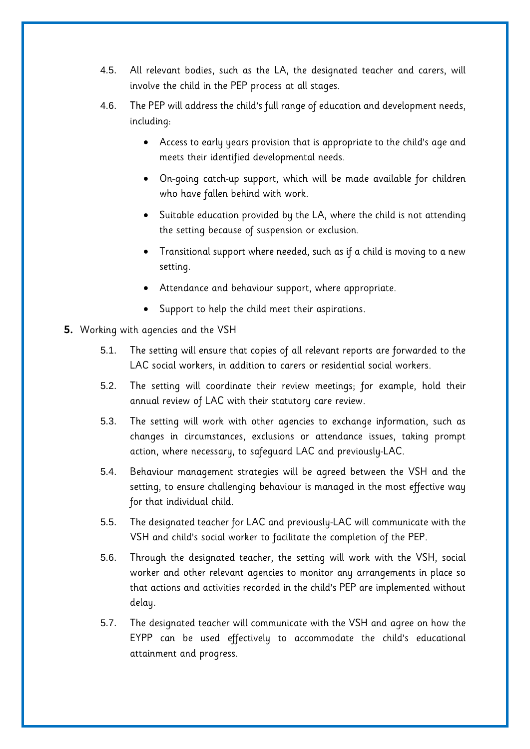4.5. All relevant bodies, such as the LA, the designated teacher and carers, will involve the child in the PEP process at all stages.

4.6. The PEP will address the child's full range of education and development needs, including:

- Access to early years provision that is appropriate to the child's age and meets their identified developmental needs.
- On-going catch-up support, which will be made available for children who have fallen behind with work.
- Suitable education provided by the LA, where the child is not attending the setting because of suspension or exclusion.
- Transitional support where needed, such as if a child is moving to a new setting.
- Attendance and behaviour support, where appropriate.
- Support to help the child meet their aspirations.

## 5. Working with agencies and the VSH

5.1. The setting will ensure that copies of all relevant reports are forwarded to the LAC social workers, in addition to carers or residential social workers.

5.2. The setting will coordinate their review meetings; for example, hold their annual review of LAC with their statutory care review.

5.3. The setting will work with other agencies to exchange information, such as changes in circumstances, exclusions or attendance issues, taking prompt action, where necessary, to safeguard LAC and previously-LAC.

5.4. Behaviour management strategies will be agreed between the VSH and the setting, to ensure challenging behaviour is managed in the most effective way for that individual child.

5.5. The designated teacher for LAC and previously-LAC will communicate with the VSH and child's social worker to facilitate the completion of the PEP.

5.6. Through the designated teacher, the setting will work with the VSH, social worker and other relevant agencies to monitor any arrangements in place so that actions and activities recorded in the child's PEP are implemented without delay.

5.7. The designated teacher will communicate with the VSH and agree on how the EYPP can be used effectively to accommodate the child's educational attainment and progress.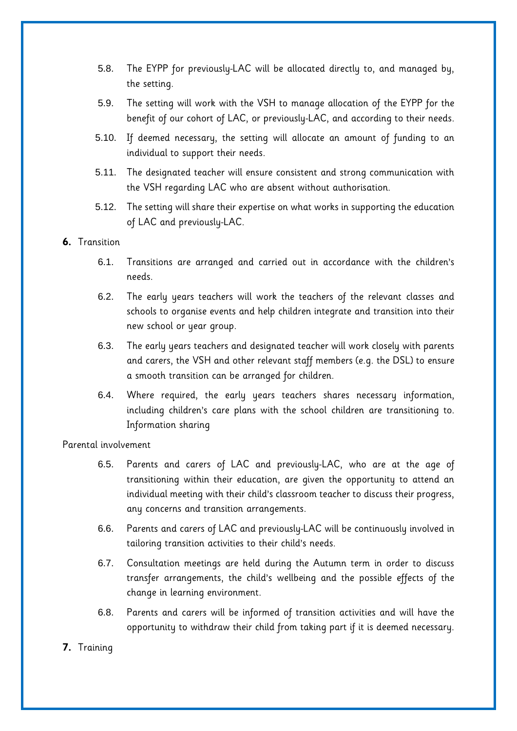5.8. The EYPP for previously-LAC will be allocated directly to, and managed by, the setting.

5.9. The setting will work with the VSH to manage allocation of the EYPP for the benefit of our cohort of LAC, or previously-LAC, and according to their needs.

5.10. If deemed necessary, the setting will allocate an amount of funding to an individual to support their needs.

5.11. The designated teacher will ensure consistent and strong communication with the VSH regarding LAC who are absent without authorisation.

5.12. The setting will share their expertise on what works in supporting the education of LAC and previously-LAC.

## 6. Transition

6.1. Transitions are arranged and carried out in accordance with the children's needs.

6.2. The early years teachers will work the teachers of the relevant classes and schools to organise events and help children integrate and transition into their new school or year group.

6.3. The early years teachers and designated teacher will work closely with parents and carers, the VSH and other relevant staff members (e.g. the DSL) to ensure a smooth transition can be arranged for children.

6.4. Where required, the early years teachers shares necessary information, including children's care plans with the school children are transitioning to. Information sharing

Parental involvement

6.5. Parents and carers of LAC and previously-LAC, who are at the age of transitioning within their education, are given the opportunity to attend an individual meeting with their child's classroom teacher to discuss their progress, any concerns and transition arrangements.

6.6. Parents and carers of LAC and previously-LAC will be continuously involved in tailoring transition activities to their child's needs.

6.7. Consultation meetings are held during the Autumn term in order to discuss transfer arrangements, the child's wellbeing and the possible effects of the change in learning environment.

6.8. Parents and carers will be informed of transition activities and will have the opportunity to withdraw their child from taking part if it is deemed necessary.

## 7. Training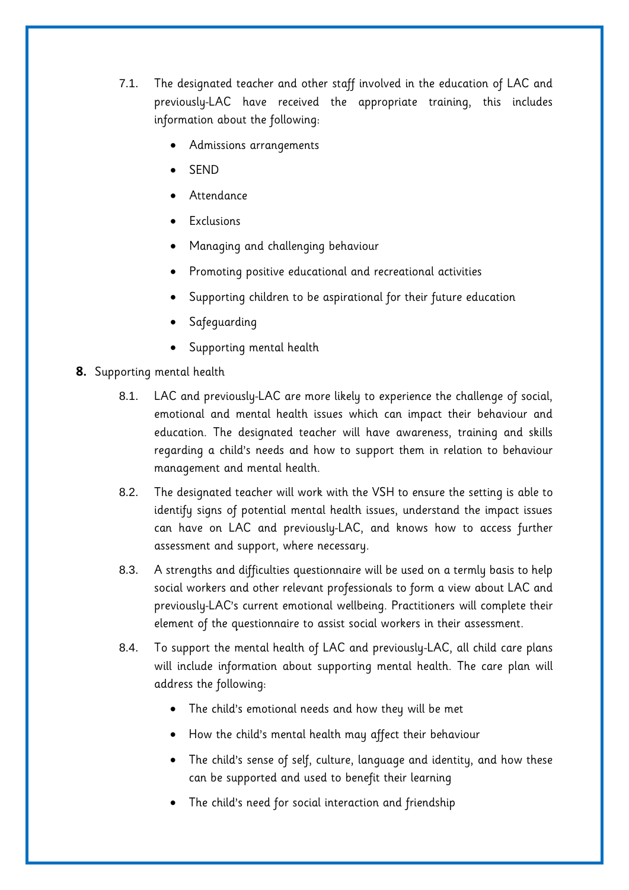7.1. The designated teacher and other staff involved in the education of LAC and previously-LAC have received the appropriate training, this includes information about the following:

- Admissions arrangements
- SEND
- Attendance
- Exclusions
- Managing and challenging behaviour
- Promoting positive educational and recreational activities
- Supporting children to be aspirational for their future education
- Safeguarding
- Supporting mental health

**8.** Supporting mental health

8.1. LAC and previously-LAC are more likely to experience the challenge of social, emotional and mental health issues which can impact their behaviour and education. The designated teacher will have awareness, training and skills regarding a child's needs and how to support them in relation to behaviour management and mental health.

8.2. The designated teacher will work with the VSH to ensure the setting is able to identify signs of potential mental health issues, understand the impact issues can have on LAC and previously-LAC, and knows how to access further assessment and support, where necessary.

8.3. A strengths and difficulties questionnaire will be used on a termly basis to help social workers and other relevant professionals to form a view about LAC and previously-LAC's current emotional wellbeing. Practitioners will complete their element of the questionnaire to assist social workers in their assessment.

8.4. To support the mental health of LAC and previously-LAC, all child care plans will include information about supporting mental health. The care plan will address the following:

- The child's emotional needs and how they will be met
- How the child's mental health may affect their behaviour
- The child's sense of self, culture, language and identity, and how these can be supported and used to benefit their learning
- The child's need for social interaction and friendship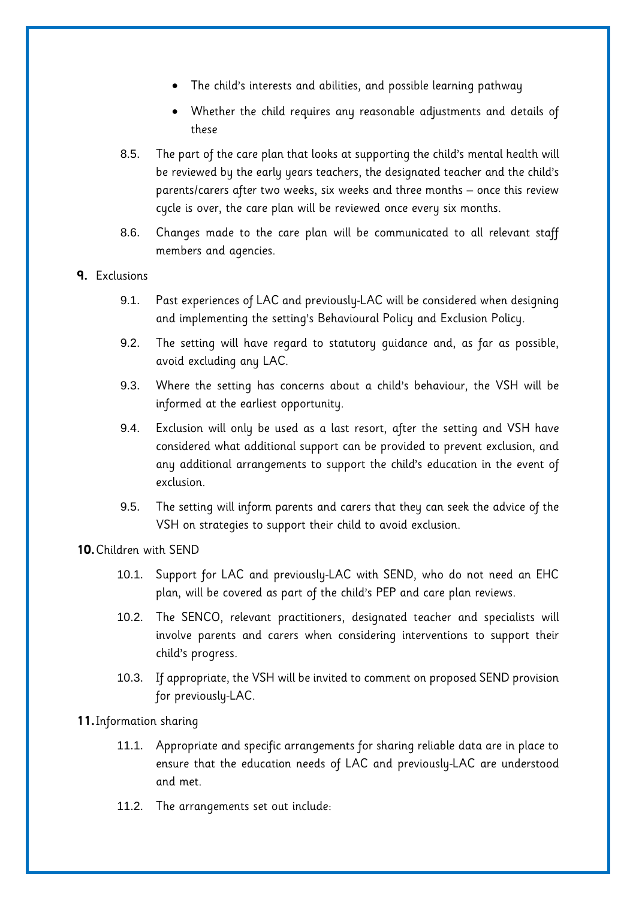- The child's interests and abilities, and possible learning pathway
- Whether the child requires any reasonable adjustments and details of these

8.5. The part of the care plan that looks at supporting the child's mental health will be reviewed by the early years teachers, the designated teacher and the child's parents/carers after two weeks, six weeks and three months – once this review cycle is over, the care plan will be reviewed once every six months.

8.6. Changes made to the care plan will be communicated to all relevant staff members and agencies.

## 9. Exclusions

9.1. Past experiences of LAC and previously-LAC will be considered when designing and implementing the setting's Behavioural Policy and Exclusion Policy.

9.2. The setting will have regard to statutory guidance and, as far as possible, avoid excluding any LAC.

9.3. Where the setting has concerns about a child's behaviour, the VSH will be informed at the earliest opportunity.

9.4. Exclusion will only be used as a last resort, after the setting and VSH have considered what additional support can be provided to prevent exclusion, and any additional arrangements to support the child's education in the event of exclusion.

9.5. The setting will inform parents and carers that they can seek the advice of the VSH on strategies to support their child to avoid exclusion.

## 10. Children with SEND

10.1. Support for LAC and previously-LAC with SEND, who do not need an EHC plan, will be covered as part of the child's PEP and care plan reviews.

10.2. The SENCO, relevant practitioners, designated teacher and specialists will involve parents and carers when considering interventions to support their child's progress.

10.3. If appropriate, the VSH will be invited to comment on proposed SEND provision for previously-LAC.

## 11. Information sharing

11.1. Appropriate and specific arrangements for sharing reliable data are in place to ensure that the education needs of LAC and previously-LAC are understood and met.

11.2. The arrangements set out include: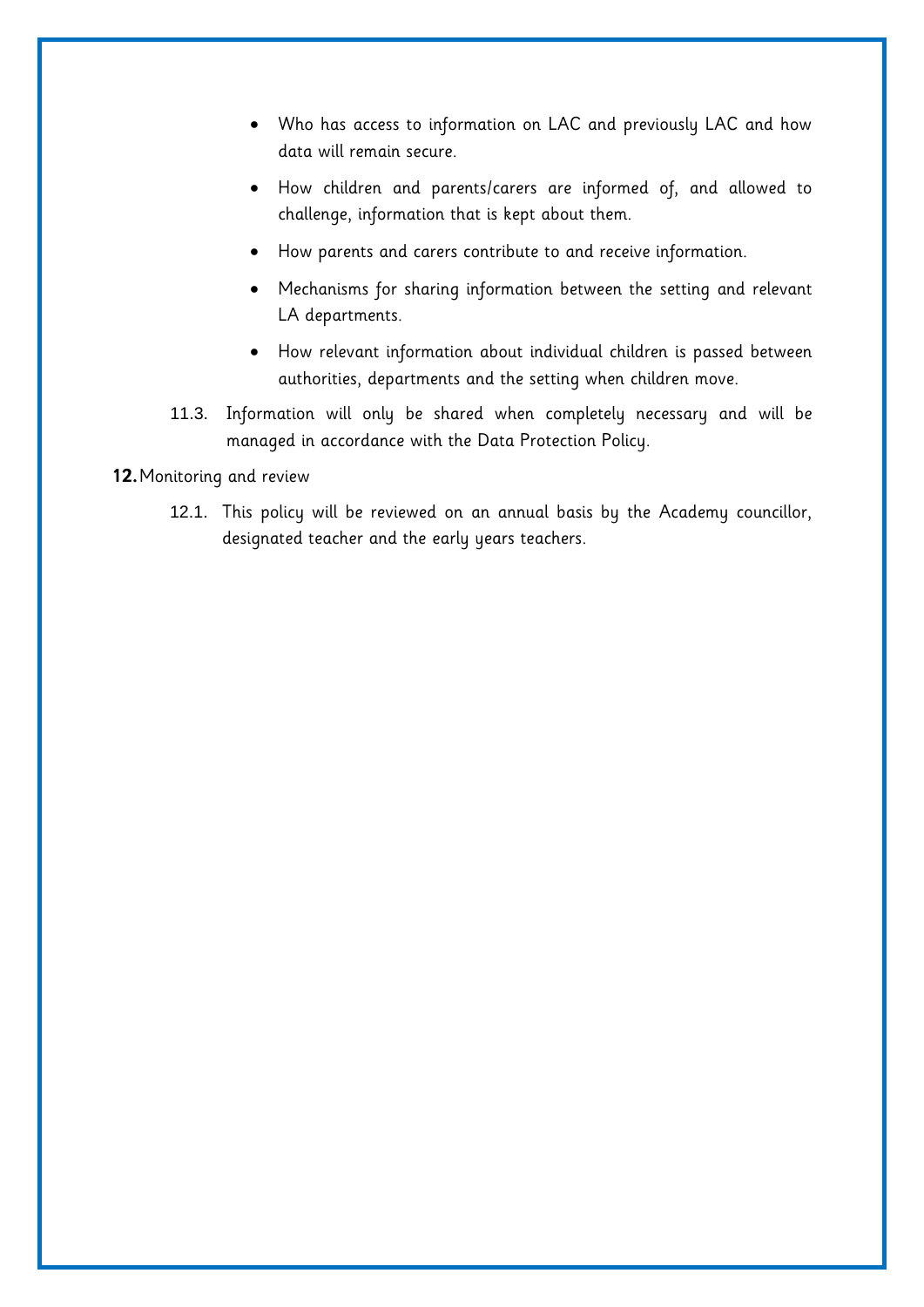- Who has access to information on LAC and previously LAC and how data will remain secure.
- How children and parents/carers are informed of, and allowed to challenge, information that is kept about them.
- How parents and carers contribute to and receive information.
- Mechanisms for sharing information between the setting and relevant LA departments.
- How relevant information about individual children is passed between authorities, departments and the setting when children move.

11.3. Information will only be shared when completely necessary and will be managed in accordance with the Data Protection Policy.

## 12. Monitoring and review

12.1. This policy will be reviewed on an annual basis by the Academy councillor, designated teacher and the early years teachers.